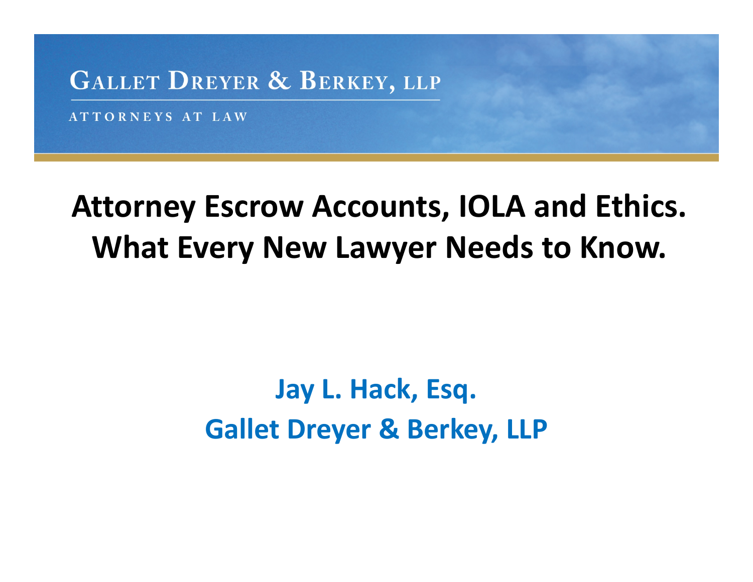GALLET DREYER & BERKEY, LLP

ATTORNEYS AT LAW

# Attorney Escrow Accounts, IOLA and Ethics. What Every New Lawyer Needs to Know.

**Jay L. Hack, Esq.**

**Gallet Dreyer & Berkey, LLP**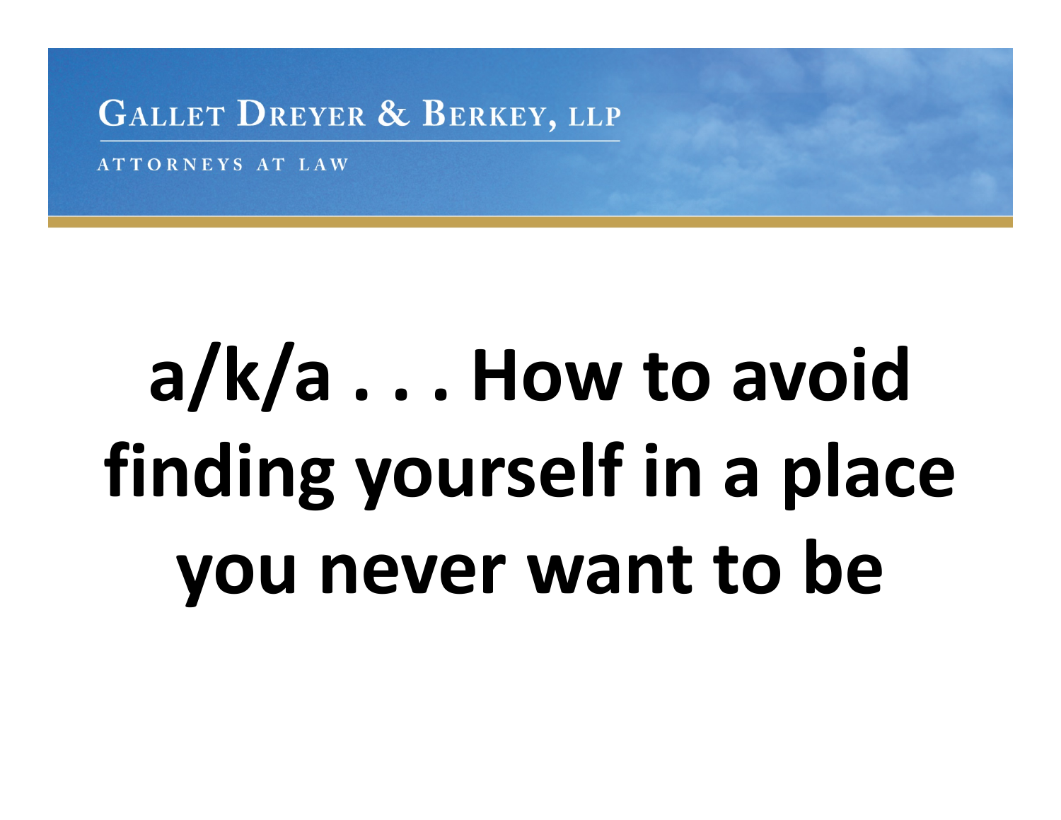GALLET DREYER & BERKEY, LLP

ATTORNEYS AT LAW

# a/k/a . . . How to avoid finding yourself in a place you never want to be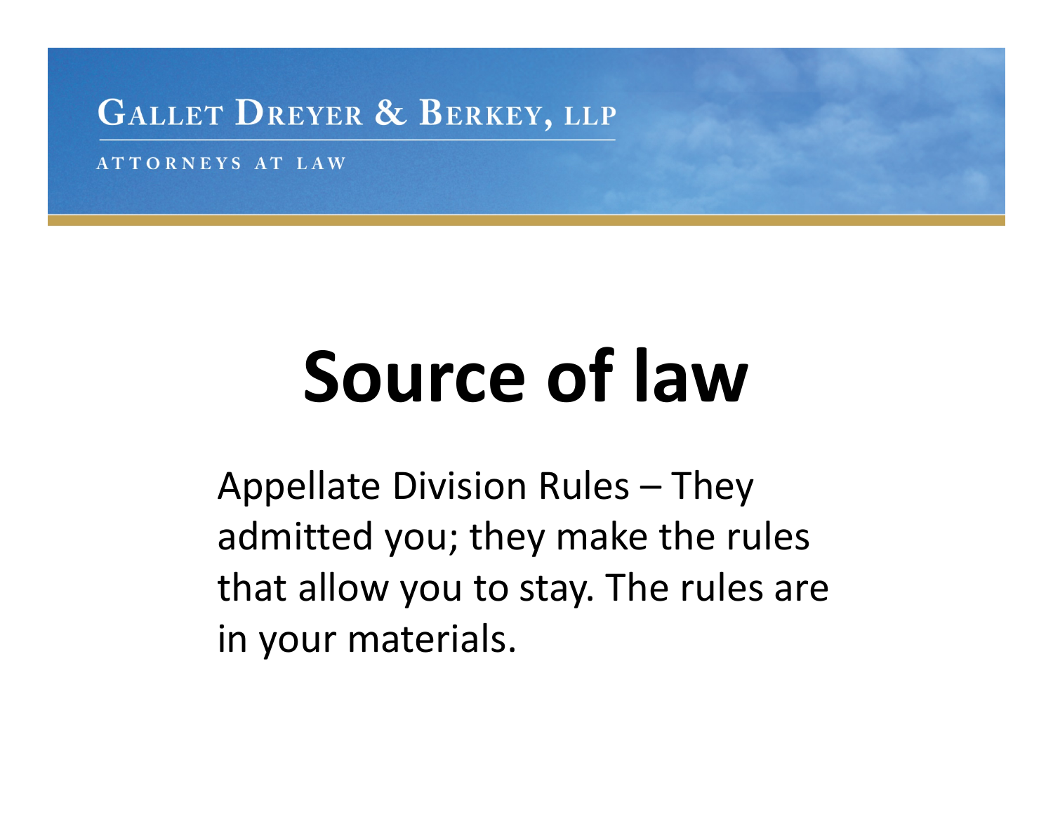# Source of law

Appellate Division Rules – They admitted you; they make the rules that allow you to stay. The rules are in your materials.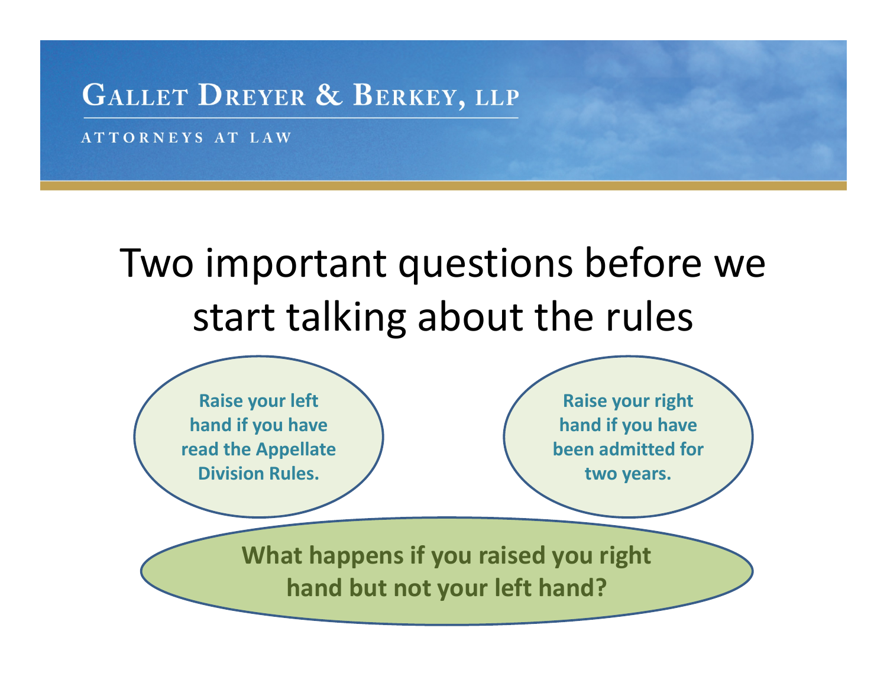# Two important questions before we start talking about the rules

**Raise your left hand if you have read the Appellate Division Rules.**

**Raise your right hand if you have been admitted for two years.**

**What happens if you raised you right hand but not your left hand?**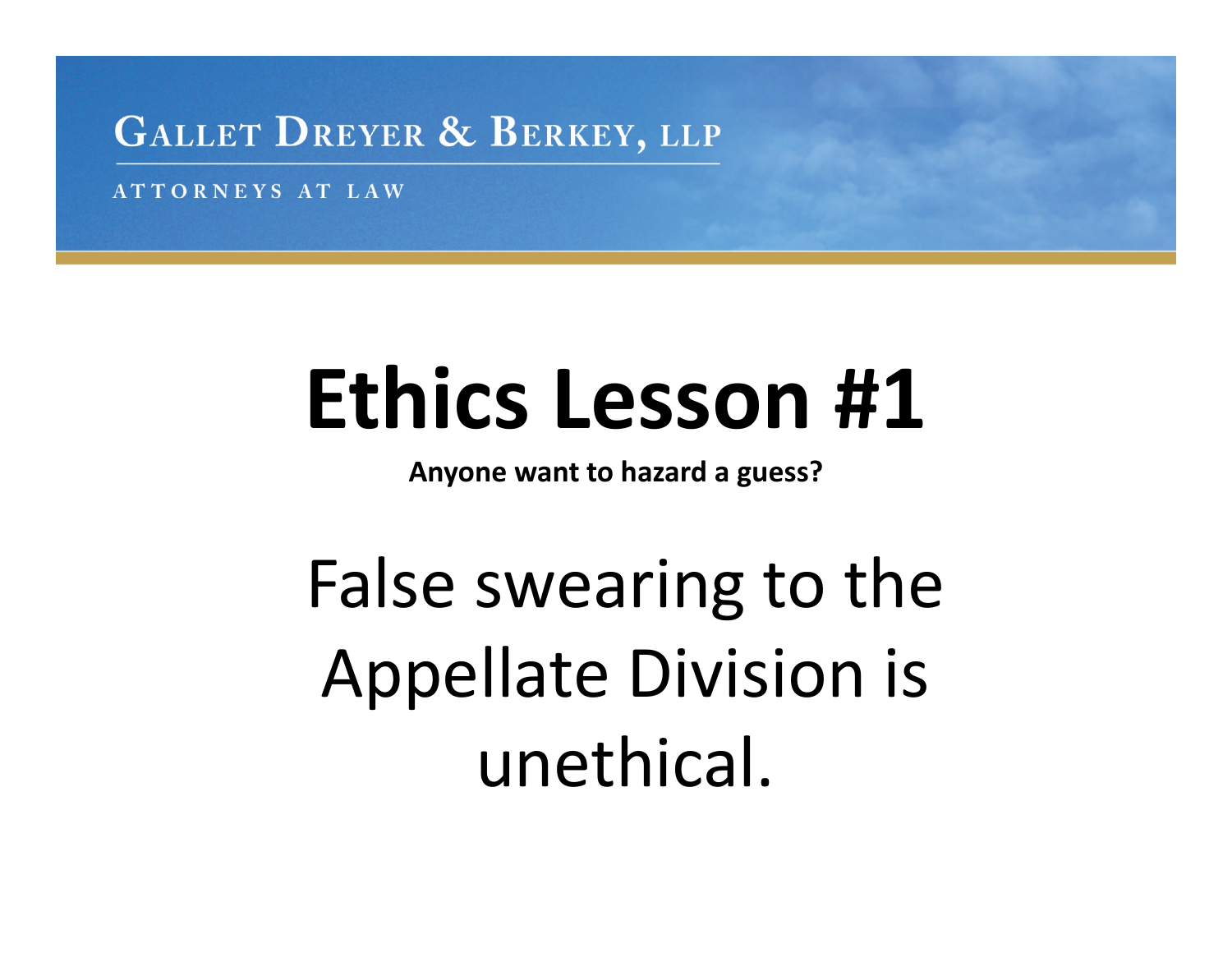# Ethics Lesson #1

**Anyone want to hazard a guess?**

False swearing to the Appellate Division is unethical.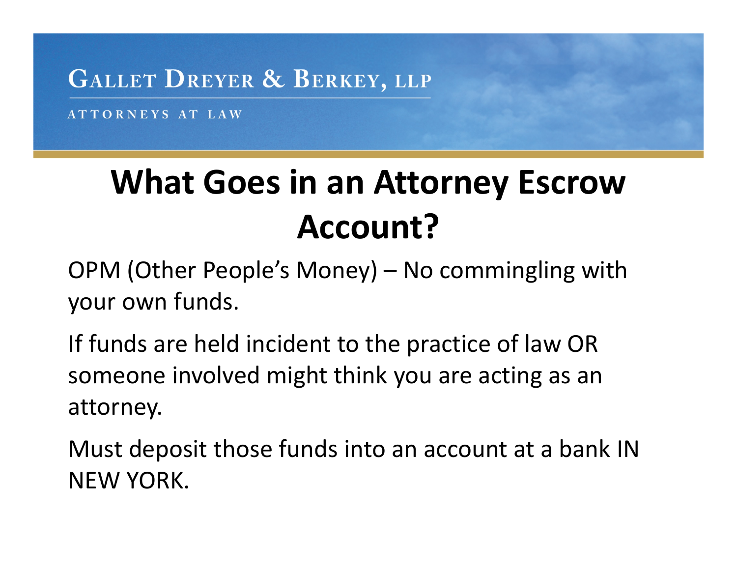# What Goes in an Attorney Escrow Account?

OPM (Other People's Money) – No commingling with your own funds.

If funds are held incident to the practice of law OR someone involved might think you are acting as an attorney.

Must deposit those funds into an account at a bank IN NEW YORK.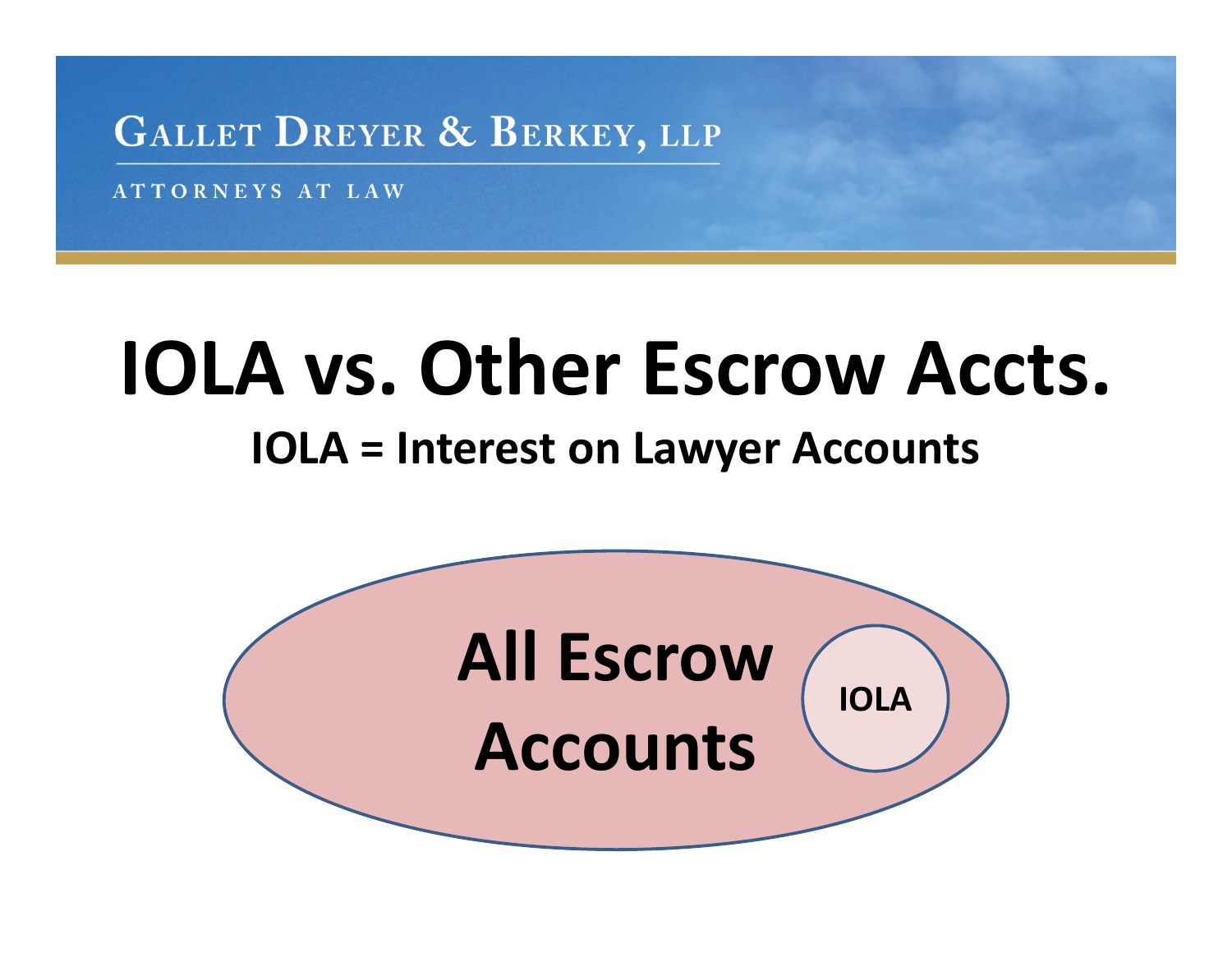# IOLA vs. Other Escrow Accts.

**IOLA = Interest on Lawyer Accounts**

All Escrow Accounts

IOLA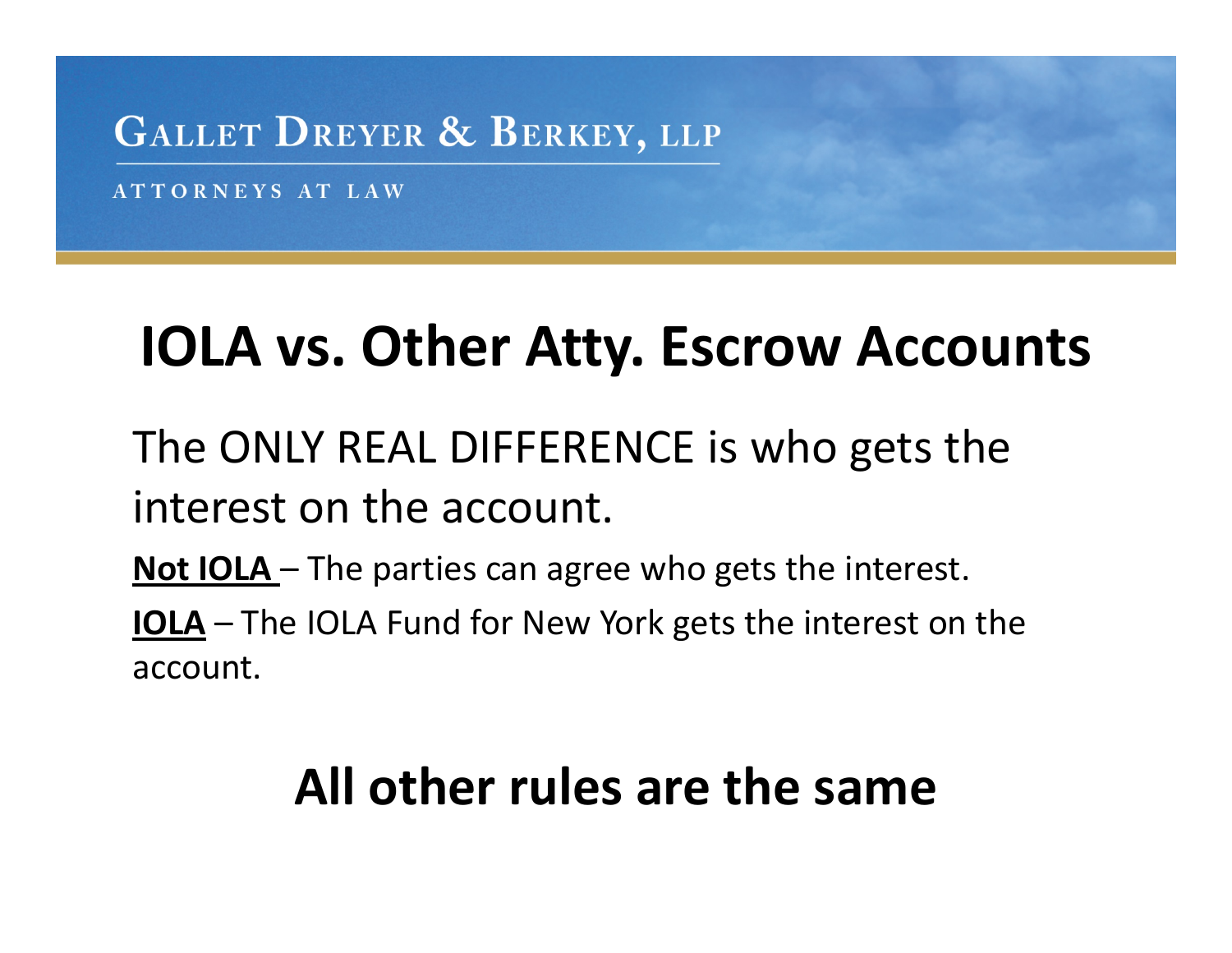# IOLA vs. Other Atty. Escrow Accounts

The ONLY REAL DIFFERENCE is who gets the interest on the account.

**Not IOLA** – The parties can agree who gets the interest.

**IOLA** – The IOLA Fund for New York gets the interest on the account.

## All other rules are the same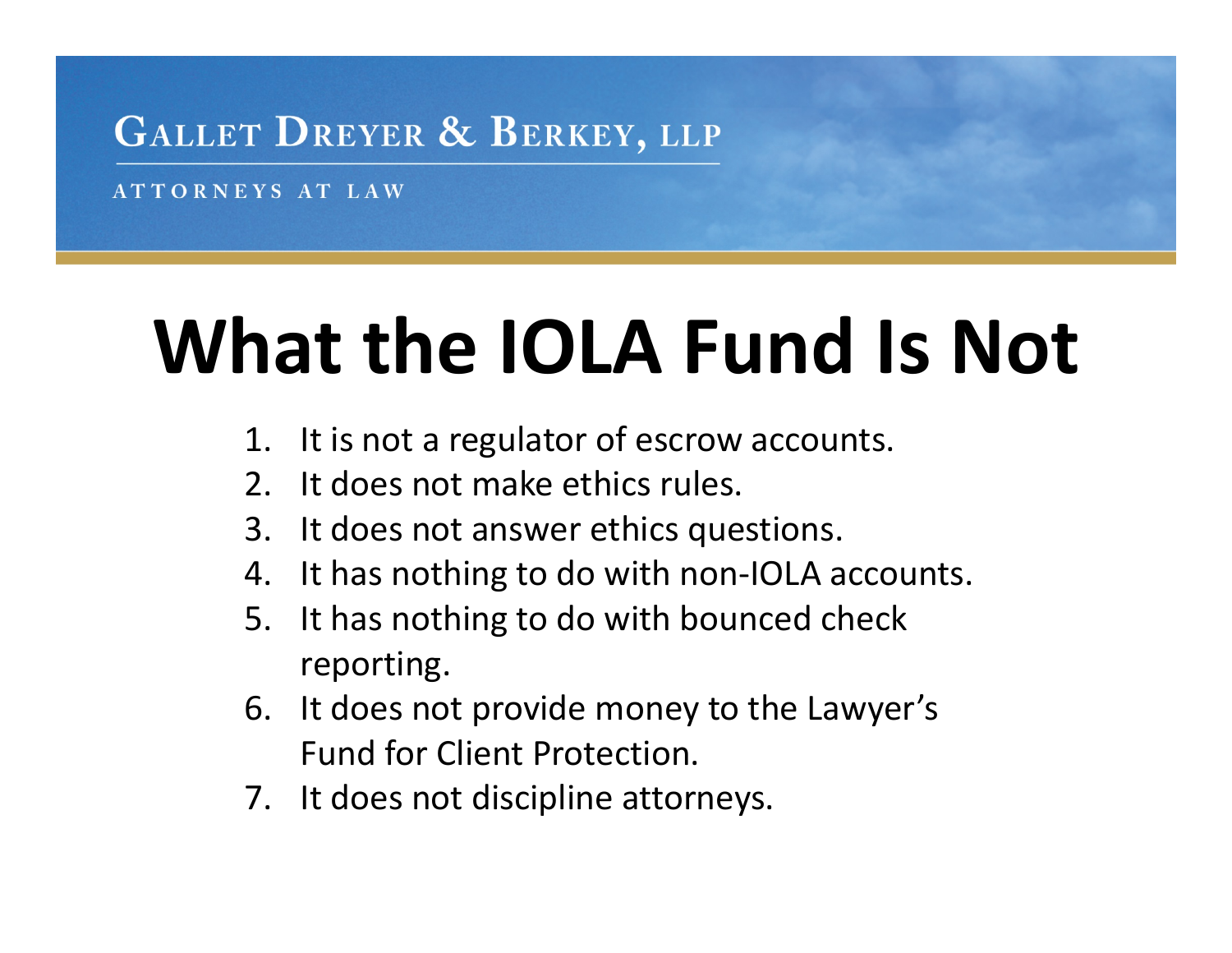# What the IOLA Fund Is Not

1. It is not a regulator of escrow accounts.
2. It does not make ethics rules.
3. It does not answer ethics questions.
4. It has nothing to do with non-IOLA accounts.
5. It has nothing to do with bounced check reporting.
6. It does not provide money to the Lawyer's Fund for Client Protection.
7. It does not discipline attorneys.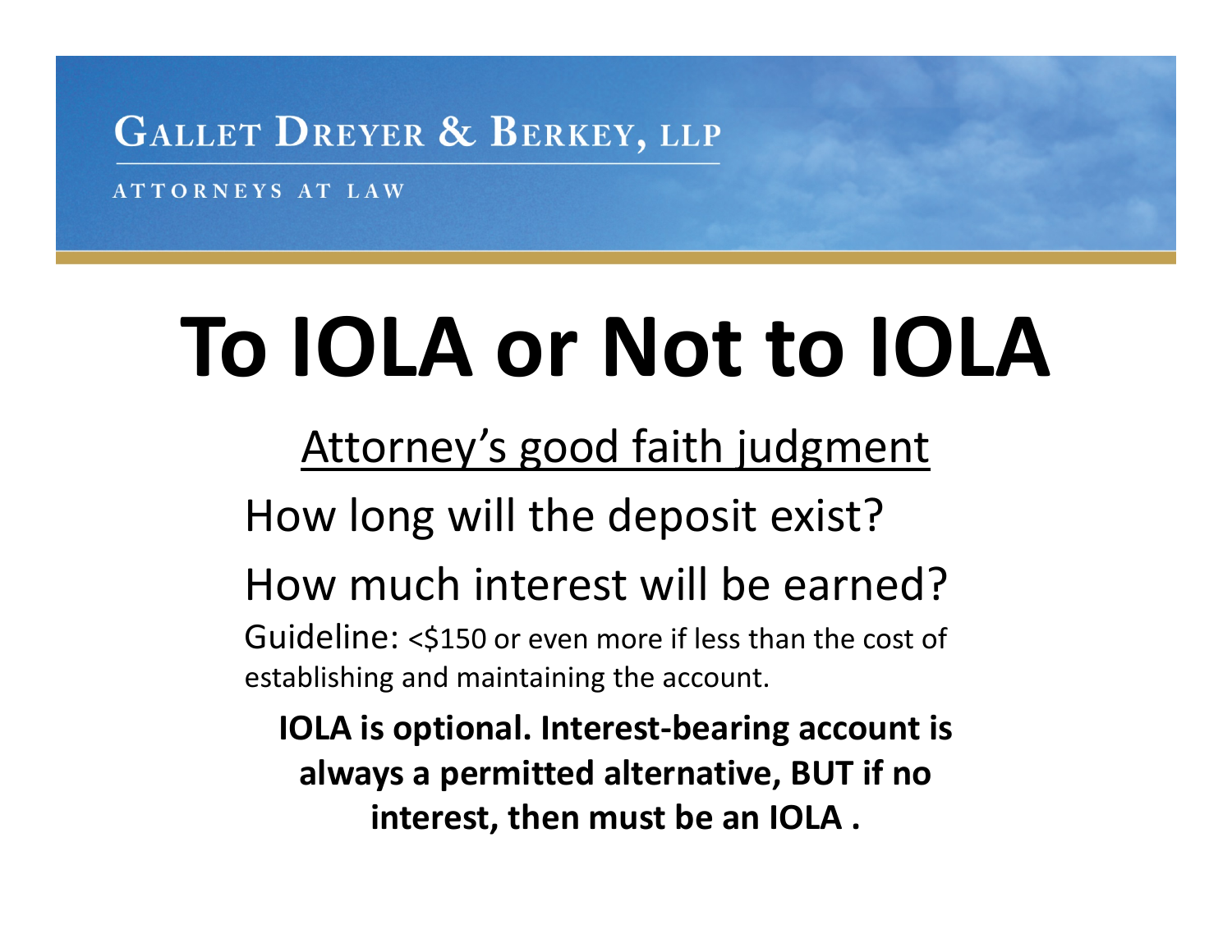# To IOLA or Not to IOLA

<u>Attorney's good faith judgment</u>

How long will the deposit exist?

How much interest will be earned?

Guideline: <$150 or even more if less than the cost of establishing and maintaining the account.

**IOLA is optional. Interest-bearing account is always a permitted alternative, BUT if no interest, then must be an IOLA .**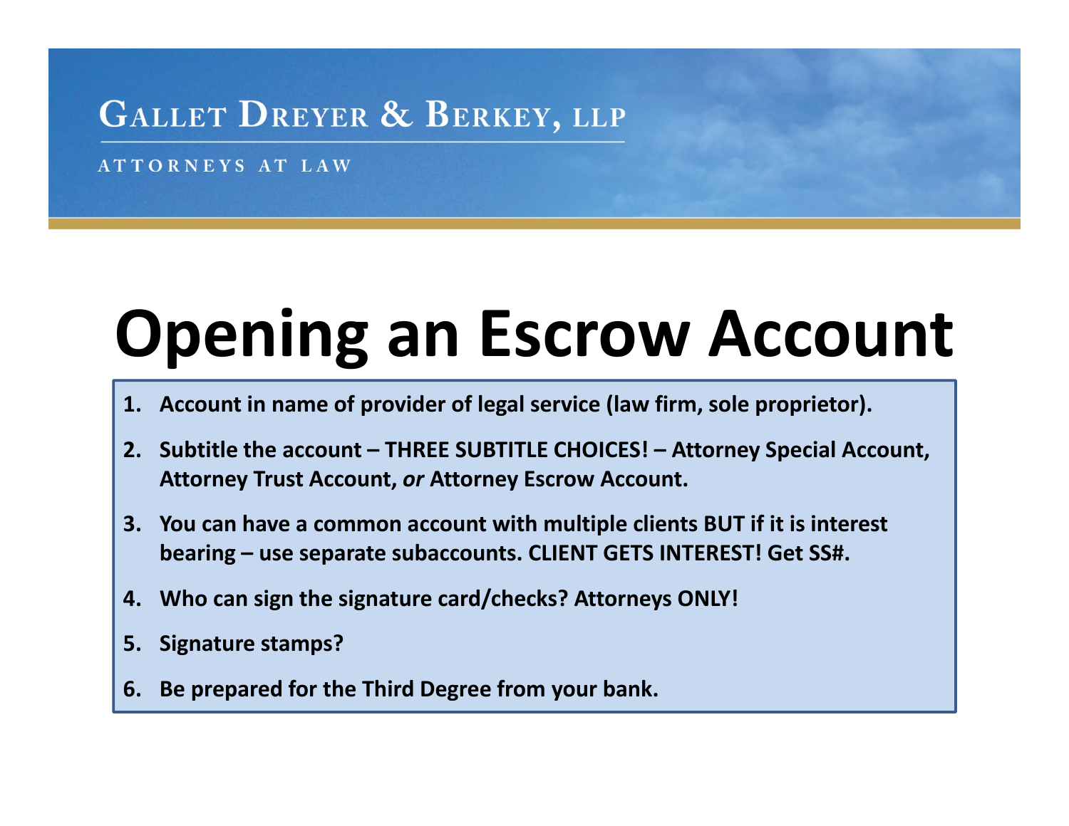# Opening an Escrow Account

1. **Account in name of provider of legal service (law firm, sole proprietor).**
2. **Subtitle the account – THREE SUBTITLE CHOICES! – Attorney Special Account, Attorney Trust Account, *or* Attorney Escrow Account.**
3. **You can have a common account with multiple clients BUT if it is interest bearing – use separate subaccounts. CLIENT GETS INTEREST! Get SS#.**
4. **Who can sign the signature card/checks? Attorneys ONLY!**
5. **Signature stamps?**
6. **Be prepared for the Third Degree from your bank.**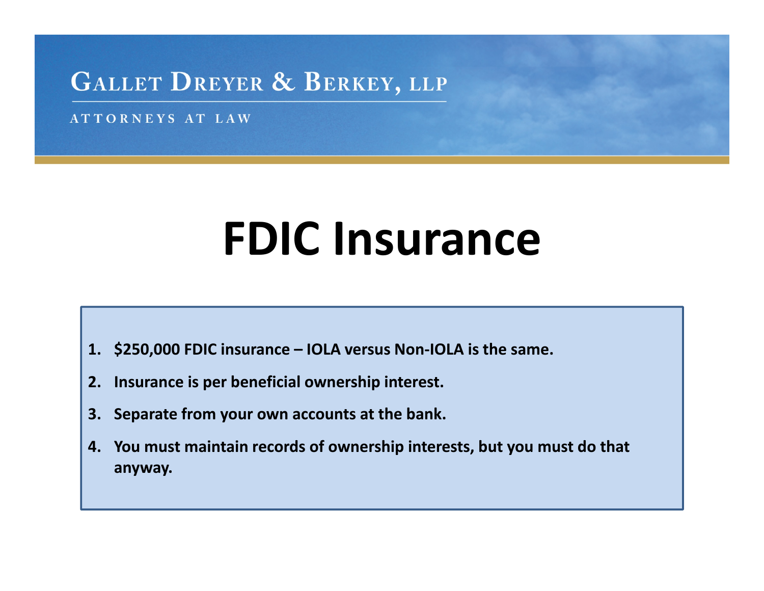# FDIC Insurance

1. **$250,000 FDIC insurance – IOLA versus Non-IOLA is the same.**
2. **Insurance is per beneficial ownership interest.**
3. **Separate from your own accounts at the bank.**
4. **You must maintain records of ownership interests, but you must do that anyway.**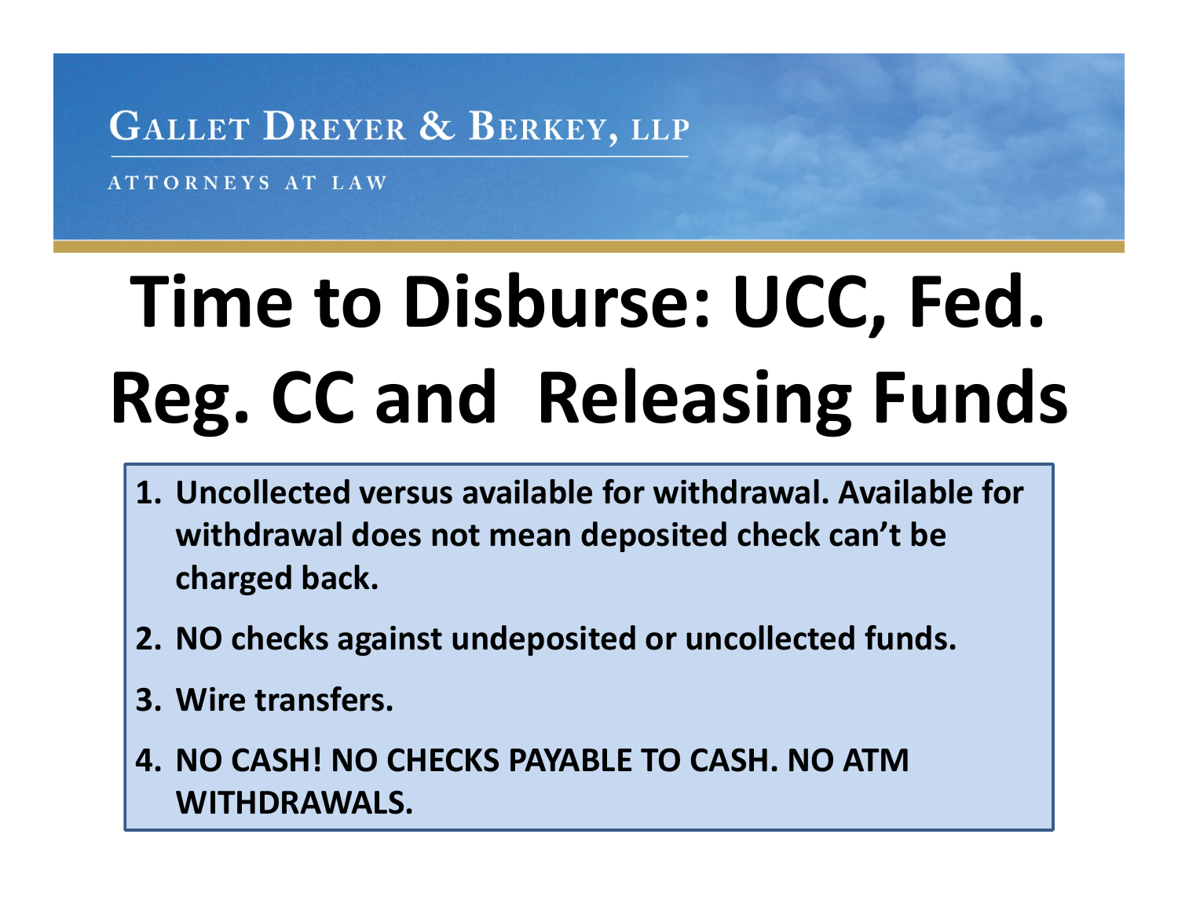GALLET DREYER & BERKEY, LLP

ATTORNEYS AT LAW

# Time to Disburse: UCC, Fed. Reg. CC and Releasing Funds

1. **Uncollected versus available for withdrawal. Available for withdrawal does not mean deposited check can't be charged back.**
2. **NO checks against undeposited or uncollected funds.**
3. **Wire transfers.**
4. **NO CASH! NO CHECKS PAYABLE TO CASH. NO ATM WITHDRAWALS.**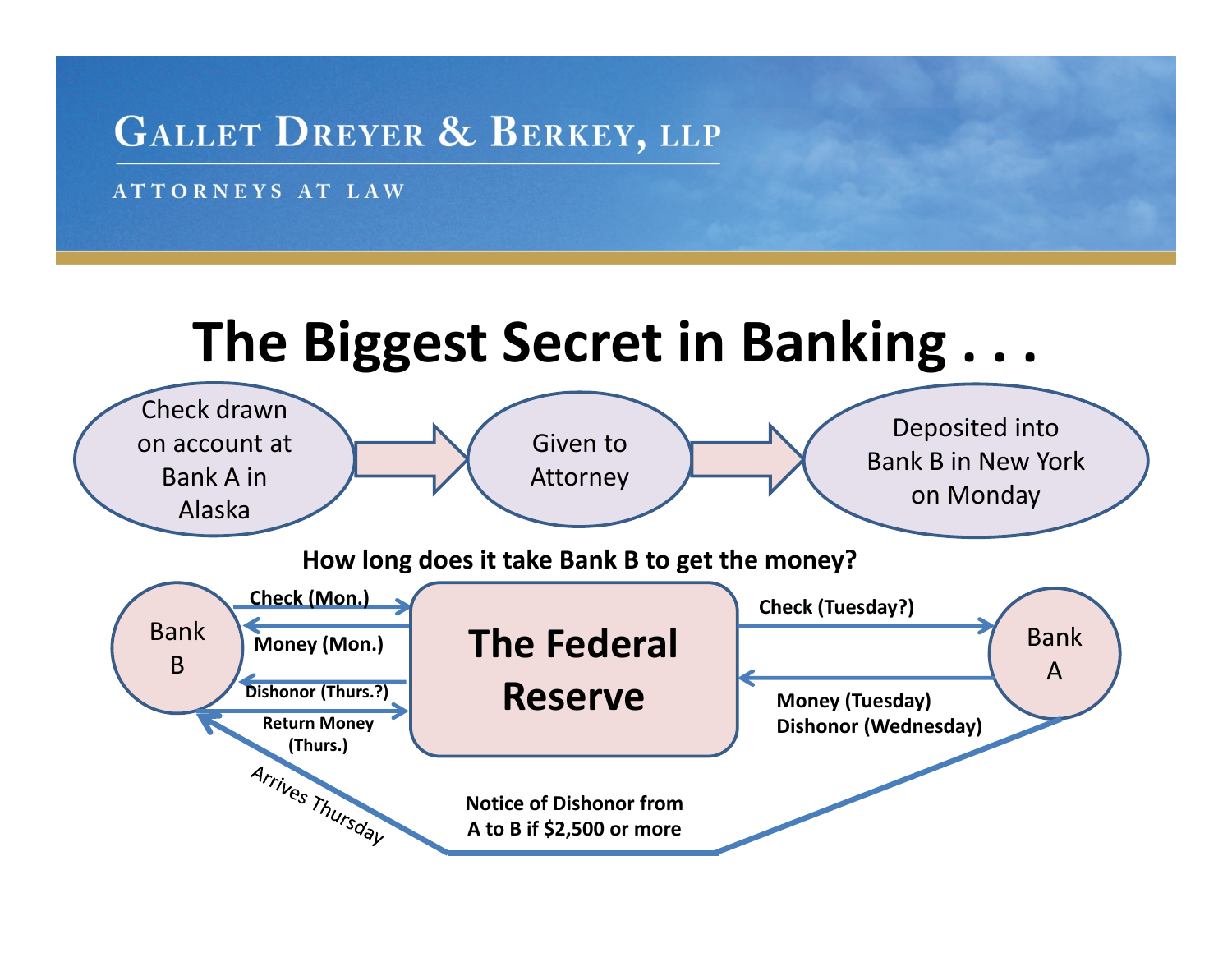# The Biggest Secret in Banking . . .

Check drawn on account at Bank A in Alaska → Given to Attorney → Deposited into Bank B in New York on Monday

**How long does it take Bank B to get the money?**

Bank B → The Federal Reserve: **Check (Mon.)**

The Federal Reserve → Bank B: **Money (Mon.)**

The Federal Reserve → Bank B: **Dishonor (Thurs.?)**

Bank B → The Federal Reserve: **Return Money (Thurs.)**

The Federal Reserve → Bank A: **Check (Tuesday?)**

Bank A → The Federal Reserve: **Money (Tuesday)** **Dishonor (Wednesday)**

Bank A → Bank B: **Notice of Dishonor from A to B if $2,500 or more** — Arrives Thursday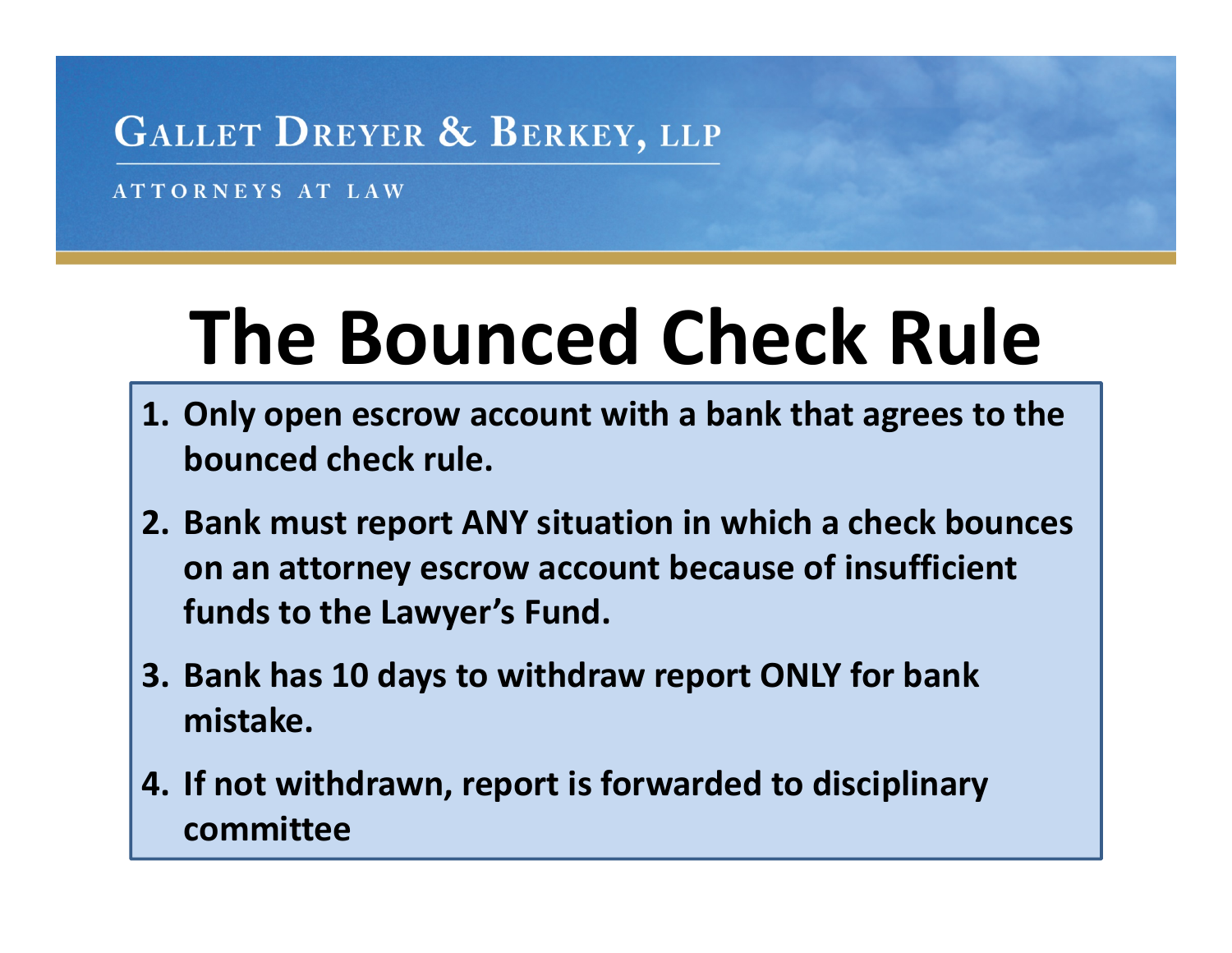# The Bounced Check Rule

1. **Only open escrow account with a bank that agrees to the bounced check rule.**
2. **Bank must report ANY situation in which a check bounces on an attorney escrow account because of insufficient funds to the Lawyer's Fund.**
3. **Bank has 10 days to withdraw report ONLY for bank mistake.**
4. **If not withdrawn, report is forwarded to disciplinary committee**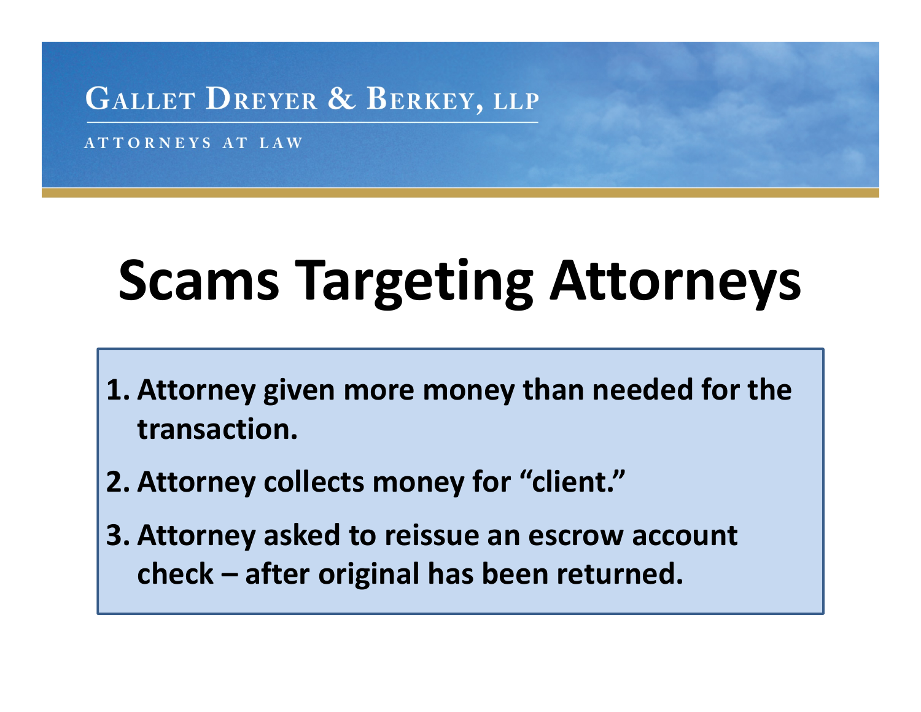# Scams Targeting Attorneys

1. Attorney given more money than needed for the transaction.
2. Attorney collects money for "client."
3. Attorney asked to reissue an escrow account check – after original has been returned.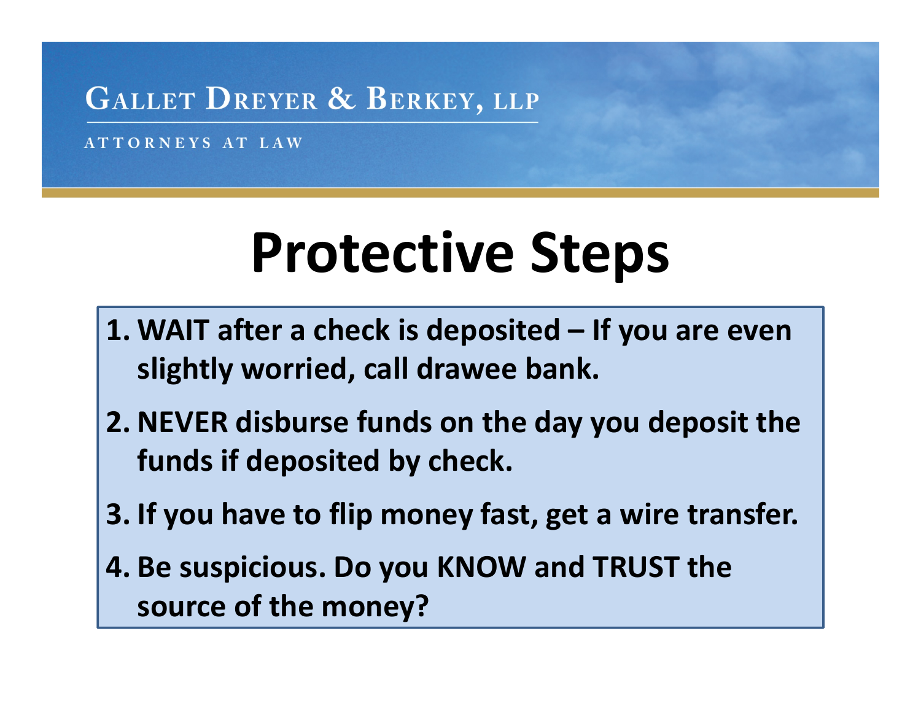GALLET DREYER & BERKEY, LLP

ATTORNEYS AT LAW

# Protective Steps

1. **WAIT after a check is deposited – If you are even slightly worried, call drawee bank.**
2. **NEVER disburse funds on the day you deposit the funds if deposited by check.**
3. **If you have to flip money fast, get a wire transfer.**
4. **Be suspicious. Do you KNOW and TRUST the source of the money?**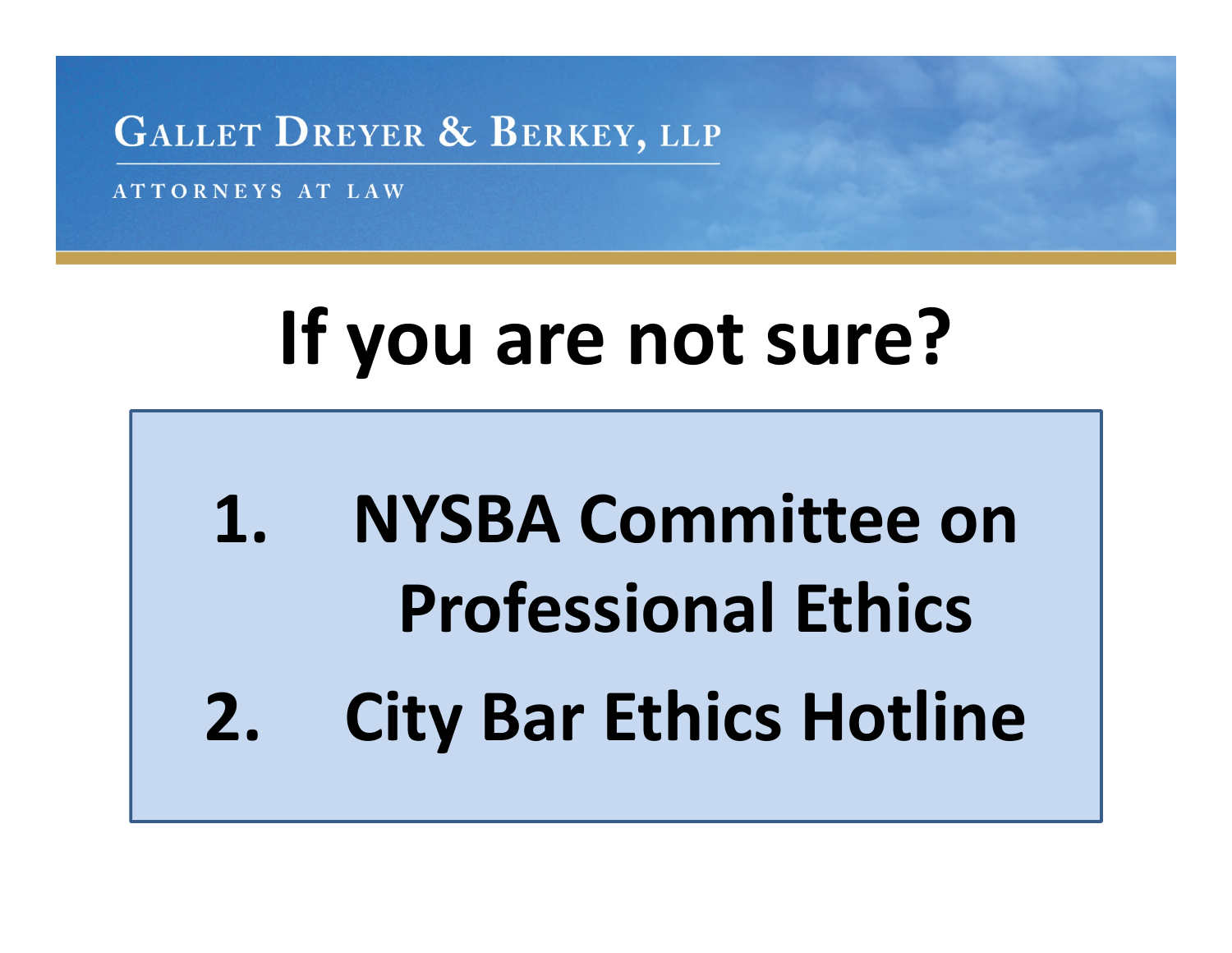# If you are not sure?

1. NYSBA Committee on Professional Ethics
2. City Bar Ethics Hotline